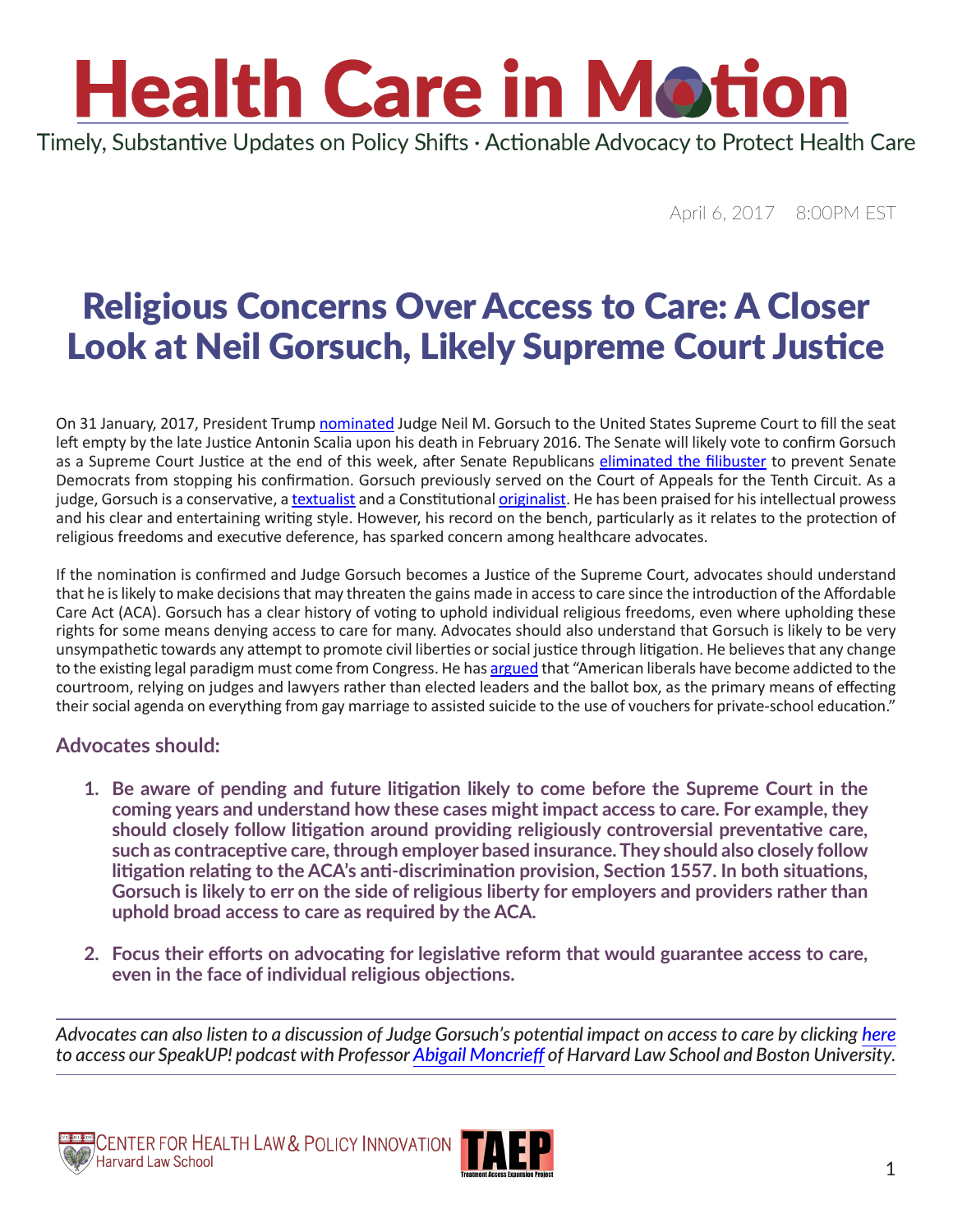# Health Care in Motion

Timely, Substantive Updates on Policy Shifts · Actionable Advocacy to Protect Health Care

April 6, 2017 8:00PM EST

## Religious Concerns Over Access to Care: A Closer Look at Neil Gorsuch, Likely Supreme Court Justice

On 31 January, 2017, President Trump nominated Judge Neil M. Gorsuch to the United States Supreme Court to fill the seat left empty by the late Justice Antonin Scalia upon his death in February 2016. The Senate will likely vote to confirm Gorsuch as a Supreme Court Justice at the end of this week, after Senate Republicans eliminated the filibuster to prevent Senate Democrats from stopping his confirmation. Gorsuch previously served on the Court of Appeals for the Tenth Circuit. As a judge, Gorsuch is a conservative, a textualist and a Constitutional originalist. He has been praised for his intellectual prowess and his clear and entertaining writing style. However, his record on the bench, particularly as it relates to the protection of religious freedoms and executive deference, has sparked concern among healthcare advocates.

If the nomination is confirmed and Judge Gorsuch becomes a Justice of the Supreme Court, advocates should understand that he is likely to make decisions that may threaten the gains made in access to care since the introduction of the Affordable Care Act (ACA). Gorsuch has a clear history of voting to uphold individual religious freedoms, even where upholding these rights for some means denying access to care for many. Advocates should also understand that Gorsuch is likely to be very unsympathetic towards any attempt to promote civil liberties or social justice through litigation. He believes that any change to the existing legal paradigm must come from Congress. He has argued that "American liberals have become addicted to the courtroom, relying on judges and lawyers rather than elected leaders and the ballot box, as the primary means of effecting their social agenda on everything from gay marriage to assisted suicide to the use of vouchers for private-school education."

### Advocates should:

1. **Be aware of pending and future litigation likely to come before the Supreme Court in the coming years and understand how these cases might impact access to care. For example, they should closely follow litigation around providing religiously controversial preventative care, such as contraceptive care, through employer based insurance. They should also closely follow litigation relating to the ACA's anti-discrimination provision, Section 1557. In both situations, Gorsuch is likely to err on the side of religious liberty for employers and providers rather than uphold broad access to care as required by the ACA.**

2. **Focus their efforts on advocating for legislative reform that would guarantee access to care, even in the face of individual religious objections.**

---

*Advocates can also listen to a discussion of Judge Gorsuch's potential impact on access to care by clicking here to access our SpeakUP! podcast with Professor Abigail Moncrieff of Harvard Law School and Boston University.*

---

Center for Health Law & Policy Innovation, Harvard Law School | TAEP Treatment Access Expansion Project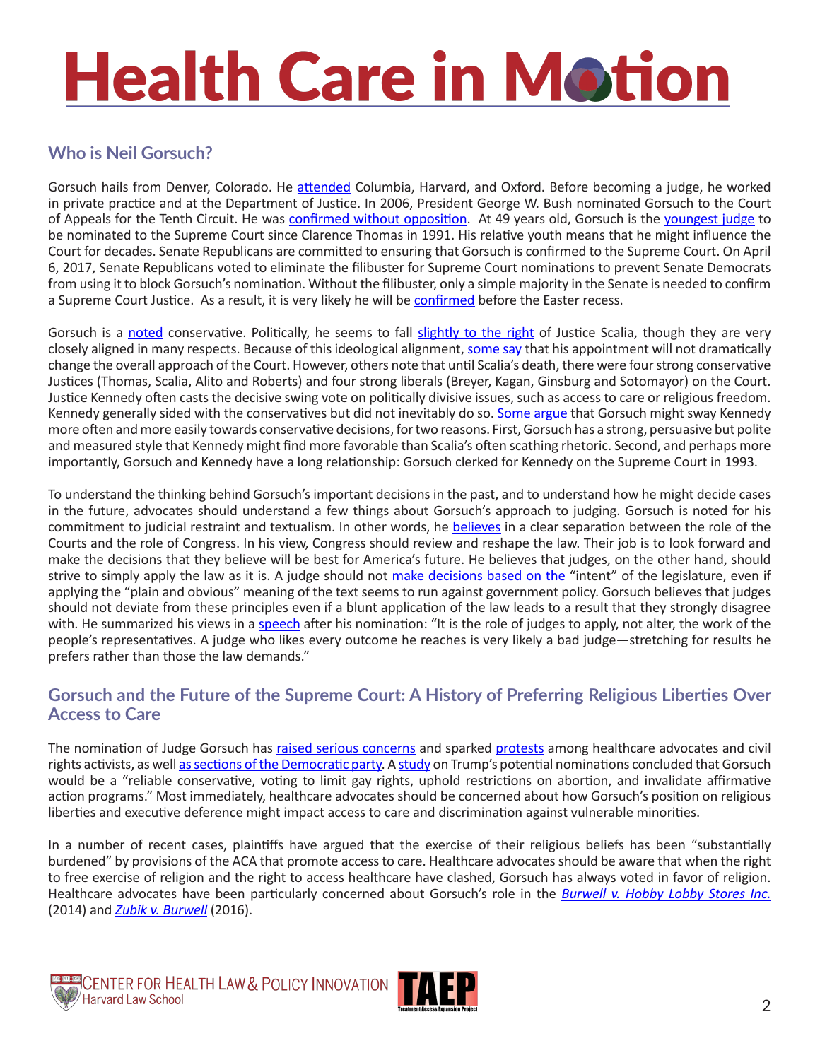## Who is Neil Gorsuch?

Gorsuch hails from Denver, Colorado. He attended Columbia, Harvard, and Oxford. Before becoming a judge, he worked in private practice and at the Department of Justice. In 2006, President George W. Bush nominated Gorsuch to the Court of Appeals for the Tenth Circuit. He was confirmed without opposition. At 49 years old, Gorsuch is the youngest judge to be nominated to the Supreme Court since Clarence Thomas in 1991. His relative youth means that he might influence the Court for decades. Senate Republicans are committed to ensuring that Gorsuch is confirmed to the Supreme Court. On April 6, 2017, Senate Republicans voted to eliminate the filibuster for Supreme Court nominations to prevent Senate Democrats from using it to block Gorsuch's nomination. Without the filibuster, only a simple majority in the Senate is needed to confirm a Supreme Court Justice. As a result, it is very likely he will be confirmed before the Easter recess.

Gorsuch is a noted conservative. Politically, he seems to fall slightly to the right of Justice Scalia, though they are very closely aligned in many respects. Because of this ideological alignment, some say that his appointment will not dramatically change the overall approach of the Court. However, others note that until Scalia's death, there were four strong conservative Justices (Thomas, Scalia, Alito and Roberts) and four strong liberals (Breyer, Kagan, Ginsburg and Sotomayor) on the Court. Justice Kennedy often casts the decisive swing vote on politically divisive issues, such as access to care or religious freedom. Kennedy generally sided with the conservatives but did not inevitably do so. Some argue that Gorsuch might sway Kennedy more often and more easily towards conservative decisions, for two reasons. First, Gorsuch has a strong, persuasive but polite and measured style that Kennedy might find more favorable than Scalia's often scathing rhetoric. Second, and perhaps more importantly, Gorsuch and Kennedy have a long relationship: Gorsuch clerked for Kennedy on the Supreme Court in 1993.

To understand the thinking behind Gorsuch's important decisions in the past, and to understand how he might decide cases in the future, advocates should understand a few things about Gorsuch's approach to judging. Gorsuch is noted for his commitment to judicial restraint and textualism. In other words, he believes in a clear separation between the role of the Courts and the role of Congress. In his view, Congress should review and reshape the law. Their job is to look forward and make the decisions that they believe will be best for America's future. He believes that judges, on the other hand, should strive to simply apply the law as it is. A judge should not make decisions based on the "intent" of the legislature, even if applying the "plain and obvious" meaning of the text seems to run against government policy. Gorsuch believes that judges should not deviate from these principles even if a blunt application of the law leads to a result that they strongly disagree with. He summarized his views in a speech after his nomination: "It is the role of judges to apply, not alter, the work of the people's representatives. A judge who likes every outcome he reaches is very likely a bad judge—stretching for results he prefers rather than those the law demands."

## Gorsuch and the Future of the Supreme Court: A History of Preferring Religious Liberties Over Access to Care

The nomination of Judge Gorsuch has raised serious concerns and sparked protests among healthcare advocates and civil rights activists, as well as sections of the Democratic party. A study on Trump's potential nominations concluded that Gorsuch would be a "reliable conservative, voting to limit gay rights, uphold restrictions on abortion, and invalidate affirmative action programs." Most immediately, healthcare advocates should be concerned about how Gorsuch's position on religious liberties and executive deference might impact access to care and discrimination against vulnerable minorities.

In a number of recent cases, plaintiffs have argued that the exercise of their religious beliefs has been "substantially burdened" by provisions of the ACA that promote access to care. Healthcare advocates should be aware that when the right to free exercise of religion and the right to access healthcare have clashed, Gorsuch has always voted in favor of religion. Healthcare advocates have been particularly concerned about Gorsuch's role in the *Burwell v. Hobby Lobby Stores Inc.* (2014) and *Zubik v. Burwell* (2016).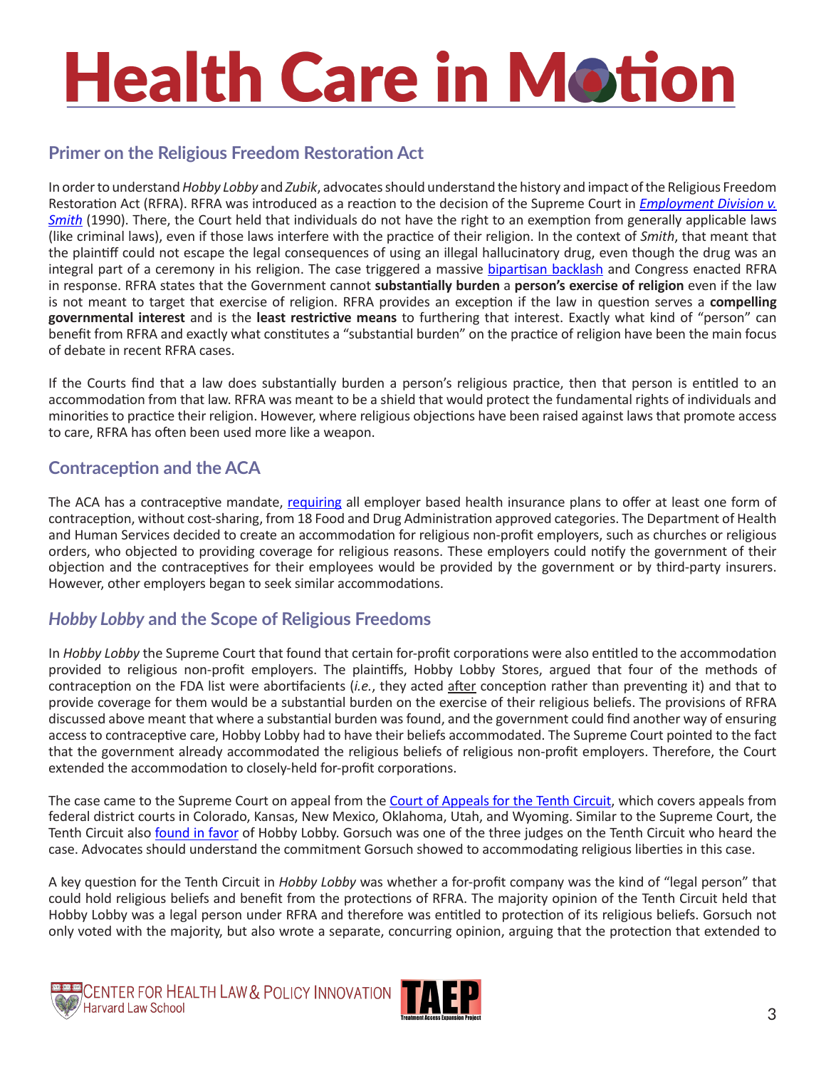## Primer on the Religious Freedom Restoration Act

In order to understand *Hobby Lobby* and *Zubik*, advocates should understand the history and impact of the Religious Freedom Restoration Act (RFRA). RFRA was introduced as a reaction to the decision of the Supreme Court in [*Employment Division v. Smith*](#) (1990). There, the Court held that individuals do not have the right to an exemption from generally applicable laws (like criminal laws), even if those laws interfere with the practice of their religion. In the context of *Smith*, that meant that the plaintiff could not escape the legal consequences of using an illegal hallucinatory drug, even though the drug was an integral part of a ceremony in his religion. The case triggered a massive [bipartisan backlash](#) and Congress enacted RFRA in response. RFRA states that the Government cannot **substantially burden** a **person's exercise of religion** even if the law is not meant to target that exercise of religion. RFRA provides an exception if the law in question serves a **compelling governmental interest** and is the **least restrictive means** to furthering that interest. Exactly what kind of "person" can benefit from RFRA and exactly what constitutes a "substantial burden" on the practice of religion have been the main focus of debate in recent RFRA cases.

If the Courts find that a law does substantially burden a person's religious practice, then that person is entitled to an accommodation from that law. RFRA was meant to be a shield that would protect the fundamental rights of individuals and minorities to practice their religion. However, where religious objections have been raised against laws that promote access to care, RFRA has often been used more like a weapon.

## Contraception and the ACA

The ACA has a contraceptive mandate, [requiring](#) all employer based health insurance plans to offer at least one form of contraception, without cost-sharing, from 18 Food and Drug Administration approved categories. The Department of Health and Human Services decided to create an accommodation for religious non-profit employers, such as churches or religious orders, who objected to providing coverage for religious reasons. These employers could notify the government of their objection and the contraceptives for their employees would be provided by the government or by third-party insurers. However, other employers began to seek similar accommodations.

## *Hobby Lobby* and the Scope of Religious Freedoms

In *Hobby Lobby* the Supreme Court that found that certain for-profit corporations were also entitled to the accommodation provided to religious non-profit employers. The plaintiffs, Hobby Lobby Stores, argued that four of the methods of contraception on the FDA list were abortifacients (*i.e.*, they acted after conception rather than preventing it) and that to provide coverage for them would be a substantial burden on the exercise of their religious beliefs. The provisions of RFRA discussed above meant that where a substantial burden was found, and the government could find another way of ensuring access to contraceptive care, Hobby Lobby had to have their beliefs accommodated. The Supreme Court pointed to the fact that the government already accommodated the religious beliefs of religious non-profit employers. Therefore, the Court extended the accommodation to closely-held for-profit corporations.

The case came to the Supreme Court on appeal from the [Court of Appeals for the Tenth Circuit](#), which covers appeals from federal district courts in Colorado, Kansas, New Mexico, Oklahoma, Utah, and Wyoming. Similar to the Supreme Court, the Tenth Circuit also [found in favor](#) of Hobby Lobby. Gorsuch was one of the three judges on the Tenth Circuit who heard the case. Advocates should understand the commitment Gorsuch showed to accommodating religious liberties in this case.

A key question for the Tenth Circuit in *Hobby Lobby* was whether a for-profit company was the kind of "legal person" that could hold religious beliefs and benefit from the protections of RFRA. The majority opinion of the Tenth Circuit held that Hobby Lobby was a legal person under RFRA and therefore was entitled to protection of its religious beliefs. Gorsuch not only voted with the majority, but also wrote a separate, concurring opinion, arguing that the protection that extended to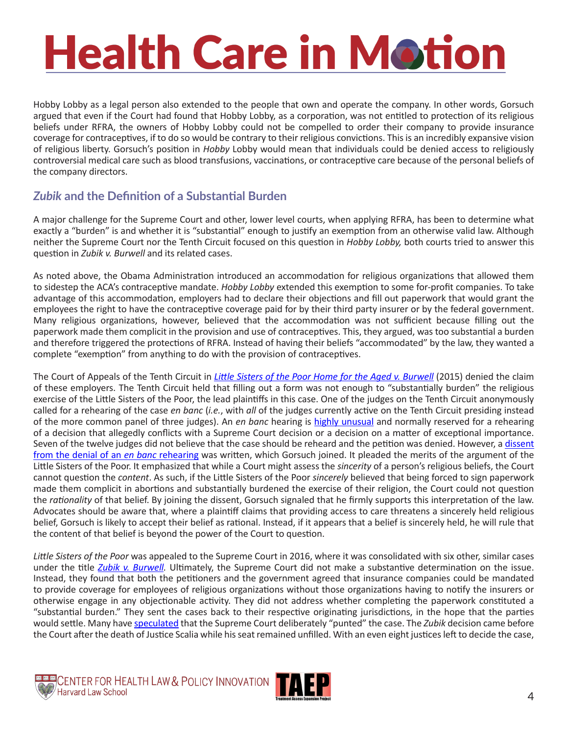Hobby Lobby as a legal person also extended to the people that own and operate the company. In other words, Gorsuch argued that even if the Court had found that Hobby Lobby, as a corporation, was not entitled to protection of its religious beliefs under RFRA, the owners of Hobby Lobby could not be compelled to order their company to provide insurance coverage for contraceptives, if to do so would be contrary to their religious convictions. This is an incredibly expansive vision of religious liberty. Gorsuch's position in *Hobby* Lobby would mean that individuals could be denied access to religiously controversial medical care such as blood transfusions, vaccinations, or contraceptive care because of the personal beliefs of the company directors.

## *Zubik* and the Definition of a Substantial Burden

A major challenge for the Supreme Court and other, lower level courts, when applying RFRA, has been to determine what exactly a "burden" is and whether it is "substantial" enough to justify an exemption from an otherwise valid law. Although neither the Supreme Court nor the Tenth Circuit focused on this question in *Hobby Lobby,* both courts tried to answer this question in *Zubik v. Burwell* and its related cases.

As noted above, the Obama Administration introduced an accommodation for religious organizations that allowed them to sidestep the ACA's contraceptive mandate. *Hobby Lobby* extended this exemption to some for-profit companies. To take advantage of this accommodation, employers had to declare their objections and fill out paperwork that would grant the employees the right to have the contraceptive coverage paid for by their third party insurer or by the federal government. Many religious organizations, however, believed that the accommodation was not sufficient because filling out the paperwork made them complicit in the provision and use of contraceptives. This, they argued, was too substantial a burden and therefore triggered the protections of RFRA. Instead of having their beliefs "accommodated" by the law, they wanted a complete "exemption" from anything to do with the provision of contraceptives.

The Court of Appeals of the Tenth Circuit in *Little Sisters of the Poor Home for the Aged v. Burwell* (2015) denied the claim of these employers. The Tenth Circuit held that filling out a form was not enough to "substantially burden" the religious exercise of the Little Sisters of the Poor, the lead plaintiffs in this case. One of the judges on the Tenth Circuit anonymously called for a rehearing of the case *en banc* (*i.e.*, with *all* of the judges currently active on the Tenth Circuit presiding instead of the more common panel of three judges). An *en banc* hearing is highly unusual and normally reserved for a rehearing of a decision that allegedly conflicts with a Supreme Court decision or a decision on a matter of exceptional importance. Seven of the twelve judges did not believe that the case should be reheard and the petition was denied. However, a dissent from the denial of an *en banc* rehearing was written, which Gorsuch joined. It pleaded the merits of the argument of the Little Sisters of the Poor. It emphasized that while a Court might assess the *sincerity* of a person's religious beliefs, the Court cannot question the *content*. As such, if the Little Sisters of the Poor *sincerely* believed that being forced to sign paperwork made them complicit in abortions and substantially burdened the exercise of their religion, the Court could not question the *rationality* of that belief. By joining the dissent, Gorsuch signaled that he firmly supports this interpretation of the law. Advocates should be aware that, where a plaintiff claims that providing access to care threatens a sincerely held religious belief, Gorsuch is likely to accept their belief as rational. Instead, if it appears that a belief is sincerely held, he will rule that the content of that belief is beyond the power of the Court to question.

*Little Sisters of the Poor* was appealed to the Supreme Court in 2016, where it was consolidated with six other, similar cases under the title *Zubik v. Burwell*. Ultimately, the Supreme Court did not make a substantive determination on the issue. Instead, they found that both the petitioners and the government agreed that insurance companies could be mandated to provide coverage for employees of religious organizations without those organizations having to notify the insurers or otherwise engage in any objectionable activity. They did not address whether completing the paperwork constituted a "substantial burden." They sent the cases back to their respective originating jurisdictions, in the hope that the parties would settle. Many have speculated that the Supreme Court deliberately "punted" the case. The *Zubik* decision came before the Court after the death of Justice Scalia while his seat remained unfilled. With an even eight justices left to decide the case,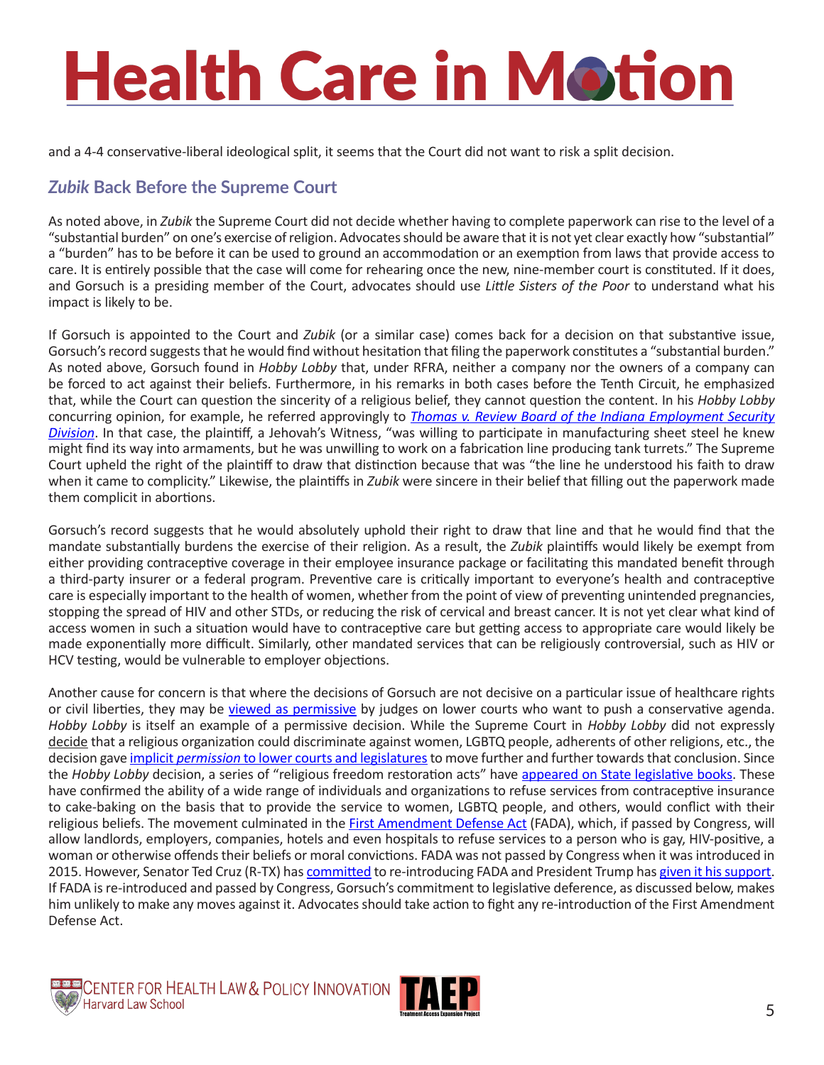and a 4-4 conservative-liberal ideological split, it seems that the Court did not want to risk a split decision.

## *Zubik* Back Before the Supreme Court

As noted above, in *Zubik* the Supreme Court did not decide whether having to complete paperwork can rise to the level of a "substantial burden" on one's exercise of religion. Advocates should be aware that it is not yet clear exactly how "substantial" a "burden" has to be before it can be used to ground an accommodation or an exemption from laws that provide access to care. It is entirely possible that the case will come for rehearing once the new, nine-member court is constituted. If it does, and Gorsuch is a presiding member of the Court, advocates should use *Little Sisters of the Poor* to understand what his impact is likely to be.

If Gorsuch is appointed to the Court and *Zubik* (or a similar case) comes back for a decision on that substantive issue, Gorsuch's record suggests that he would find without hesitation that filing the paperwork constitutes a "substantial burden." As noted above, Gorsuch found in *Hobby Lobby* that, under RFRA, neither a company nor the owners of a company can be forced to act against their beliefs. Furthermore, in his remarks in both cases before the Tenth Circuit, he emphasized that, while the Court can question the sincerity of a religious belief, they cannot question the content. In his *Hobby Lobby* concurring opinion, for example, he referred approvingly to *Thomas v. Review Board of the Indiana Employment Security Division*. In that case, the plaintiff, a Jehovah's Witness, "was willing to participate in manufacturing sheet steel he knew might find its way into armaments, but he was unwilling to work on a fabrication line producing tank turrets." The Supreme Court upheld the right of the plaintiff to draw that distinction because that was "the line he understood his faith to draw when it came to complicity." Likewise, the plaintiffs in *Zubik* were sincere in their belief that filling out the paperwork made them complicit in abortions.

Gorsuch's record suggests that he would absolutely uphold their right to draw that line and that he would find that the mandate substantially burdens the exercise of their religion. As a result, the *Zubik* plaintiffs would likely be exempt from either providing contraceptive coverage in their employee insurance package or facilitating this mandated benefit through a third-party insurer or a federal program. Preventive care is critically important to everyone's health and contraceptive care is especially important to the health of women, whether from the point of view of preventing unintended pregnancies, stopping the spread of HIV and other STDs, or reducing the risk of cervical and breast cancer. It is not yet clear what kind of access women in such a situation would have to contraceptive care but getting access to appropriate care would likely be made exponentially more difficult. Similarly, other mandated services that can be religiously controversial, such as HIV or HCV testing, would be vulnerable to employer objections.

Another cause for concern is that where the decisions of Gorsuch are not decisive on a particular issue of healthcare rights or civil liberties, they may be viewed as permissive by judges on lower courts who want to push a conservative agenda. *Hobby Lobby* is itself an example of a permissive decision. While the Supreme Court in *Hobby Lobby* did not expressly decide that a religious organization could discriminate against women, LGBTQ people, adherents of other religions, etc., the decision gave implicit *permission* to lower courts and legislatures to move further and further towards that conclusion. Since the *Hobby Lobby* decision, a series of "religious freedom restoration acts" have appeared on State legislative books. These have confirmed the ability of a wide range of individuals and organizations to refuse services from contraceptive insurance to cake-baking on the basis that to provide the service to women, LGBTQ people, and others, would conflict with their religious beliefs. The movement culminated in the First Amendment Defense Act (FADA), which, if passed by Congress, will allow landlords, employers, companies, hotels and even hospitals to refuse services to a person who is gay, HIV-positive, a woman or otherwise offends their beliefs or moral convictions. FADA was not passed by Congress when it was introduced in 2015. However, Senator Ted Cruz (R-TX) has committed to re-introducing FADA and President Trump has given it his support. If FADA is re-introduced and passed by Congress, Gorsuch's commitment to legislative deference, as discussed below, makes him unlikely to make any moves against it. Advocates should take action to fight any re-introduction of the First Amendment Defense Act.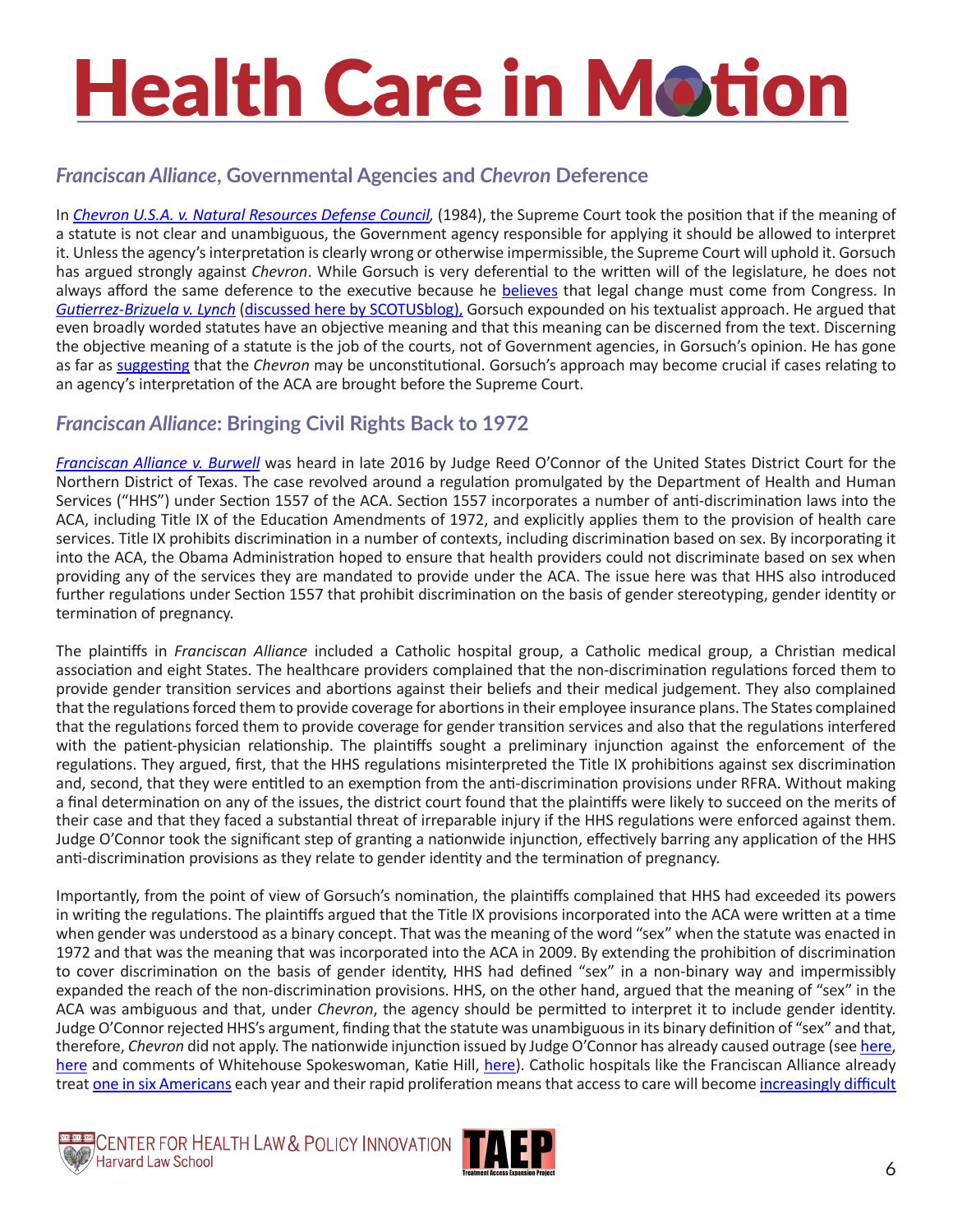## *Franciscan Alliance*, Governmental Agencies and *Chevron* Deference

In *Chevron U.S.A. v. Natural Resources Defense Council*, (1984), the Supreme Court took the position that if the meaning of a statute is not clear and unambiguous, the Government agency responsible for applying it should be allowed to interpret it. Unless the agency's interpretation is clearly wrong or otherwise impermissible, the Supreme Court will uphold it. Gorsuch has argued strongly against *Chevron*. While Gorsuch is very deferential to the written will of the legislature, he does not always afford the same deference to the executive because he believes that legal change must come from Congress. In *Gutierrez-Brizuela v. Lynch* (discussed here by SCOTUSblog), Gorsuch expounded on his textualist approach. He argued that even broadly worded statutes have an objective meaning and that this meaning can be discerned from the text. Discerning the objective meaning of a statute is the job of the courts, not of Government agencies, in Gorsuch's opinion. He has gone as far as suggesting that the *Chevron* may be unconstitutional. Gorsuch's approach may become crucial if cases relating to an agency's interpretation of the ACA are brought before the Supreme Court.

## *Franciscan Alliance*: Bringing Civil Rights Back to 1972

*Franciscan Alliance v. Burwell* was heard in late 2016 by Judge Reed O'Connor of the United States District Court for the Northern District of Texas. The case revolved around a regulation promulgated by the Department of Health and Human Services ("HHS") under Section 1557 of the ACA. Section 1557 incorporates a number of anti-discrimination laws into the ACA, including Title IX of the Education Amendments of 1972, and explicitly applies them to the provision of health care services. Title IX prohibits discrimination in a number of contexts, including discrimination based on sex. By incorporating it into the ACA, the Obama Administration hoped to ensure that health providers could not discriminate based on sex when providing any of the services they are mandated to provide under the ACA. The issue here was that HHS also introduced further regulations under Section 1557 that prohibit discrimination on the basis of gender stereotyping, gender identity or termination of pregnancy.

The plaintiffs in *Franciscan Alliance* included a Catholic hospital group, a Catholic medical group, a Christian medical association and eight States. The healthcare providers complained that the non-discrimination regulations forced them to provide gender transition services and abortions against their beliefs and their medical judgement. They also complained that the regulations forced them to provide coverage for abortions in their employee insurance plans. The States complained that the regulations forced them to provide coverage for gender transition services and also that the regulations interfered with the patient-physician relationship. The plaintiffs sought a preliminary injunction against the enforcement of the regulations. They argued, first, that the HHS regulations misinterpreted the Title IX prohibitions against sex discrimination and, second, that they were entitled to an exemption from the anti-discrimination provisions under RFRA. Without making a final determination on any of the issues, the district court found that the plaintiffs were likely to succeed on the merits of their case and that they faced a substantial threat of irreparable injury if the HHS regulations were enforced against them. Judge O'Connor took the significant step of granting a nationwide injunction, effectively barring any application of the HHS anti-discrimination provisions as they relate to gender identity and the termination of pregnancy.

Importantly, from the point of view of Gorsuch's nomination, the plaintiffs complained that HHS had exceeded its powers in writing the regulations. The plaintiffs argued that the Title IX provisions incorporated into the ACA were written at a time when gender was understood as a binary concept. That was the meaning of the word "sex" when the statute was enacted in 1972 and that was the meaning that was incorporated into the ACA in 2009. By extending the prohibition of discrimination to cover discrimination on the basis of gender identity, HHS had defined "sex" in a non-binary way and impermissibly expanded the reach of the non-discrimination provisions. HHS, on the other hand, argued that the meaning of "sex" in the ACA was ambiguous and that, under *Chevron*, the agency should be permitted to interpret it to include gender identity. Judge O'Connor rejected HHS's argument, finding that the statute was unambiguous in its binary definition of "sex" and that, therefore, *Chevron* did not apply. The nationwide injunction issued by Judge O'Connor has already caused outrage (see here, here and comments of Whitehouse Spokeswoman, Katie Hill, here). Catholic hospitals like the Franciscan Alliance already treat one in six Americans each year and their rapid proliferation means that access to care will become increasingly difficult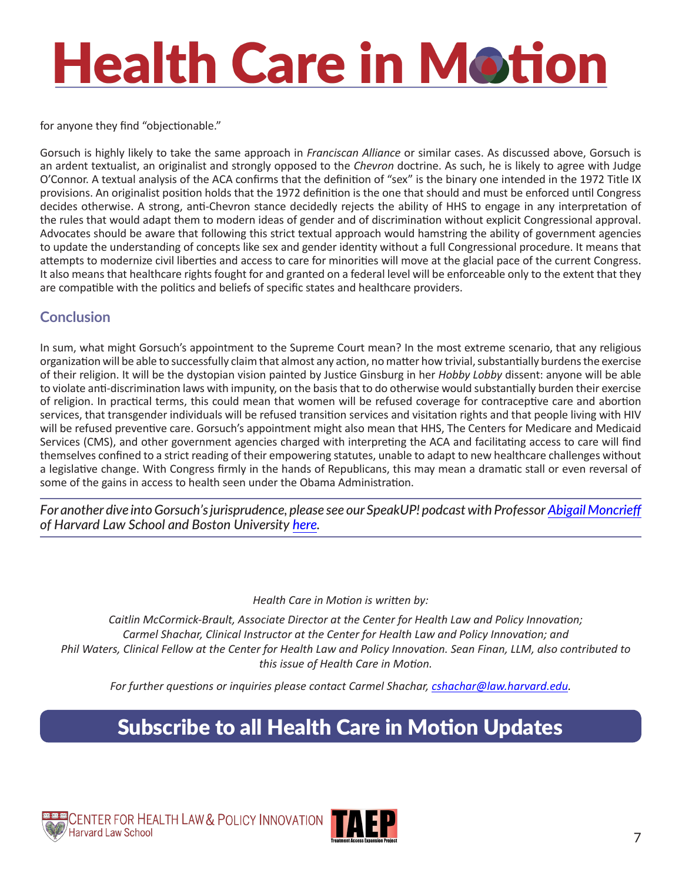for anyone they find "objectionable."

Gorsuch is highly likely to take the same approach in *Franciscan Alliance* or similar cases. As discussed above, Gorsuch is an ardent textualist, an originalist and strongly opposed to the *Chevron* doctrine. As such, he is likely to agree with Judge O'Connor. A textual analysis of the ACA confirms that the definition of "sex" is the binary one intended in the 1972 Title IX provisions. An originalist position holds that the 1972 definition is the one that should and must be enforced until Congress decides otherwise. A strong, anti-Chevron stance decidedly rejects the ability of HHS to engage in any interpretation of the rules that would adapt them to modern ideas of gender and of discrimination without explicit Congressional approval. Advocates should be aware that following this strict textual approach would hamstring the ability of government agencies to update the understanding of concepts like sex and gender identity without a full Congressional procedure. It means that attempts to modernize civil liberties and access to care for minorities will move at the glacial pace of the current Congress. It also means that healthcare rights fought for and granted on a federal level will be enforceable only to the extent that they are compatible with the politics and beliefs of specific states and healthcare providers.

## Conclusion

In sum, what might Gorsuch's appointment to the Supreme Court mean? In the most extreme scenario, that any religious organization will be able to successfully claim that almost any action, no matter how trivial, substantially burdens the exercise of their religion. It will be the dystopian vision painted by Justice Ginsburg in her *Hobby Lobby* dissent: anyone will be able to violate anti-discrimination laws with impunity, on the basis that to do otherwise would substantially burden their exercise of religion. In practical terms, this could mean that women will be refused coverage for contraceptive care and abortion services, that transgender individuals will be refused transition services and visitation rights and that people living with HIV will be refused preventive care. Gorsuch's appointment might also mean that HHS, The Centers for Medicare and Medicaid Services (CMS), and other government agencies charged with interpreting the ACA and facilitating access to care will find themselves confined to a strict reading of their empowering statutes, unable to adapt to new healthcare challenges without a legislative change. With Congress firmly in the hands of Republicans, this may mean a dramatic stall or even reversal of some of the gains in access to health seen under the Obama Administration.

*For another dive into Gorsuch's jurisprudence, please see our SpeakUP! podcast with Professor Abigail Moncrieff of Harvard Law School and Boston University here.*

*Health Care in Motion is written by:*

*Caitlin McCormick-Brault, Associate Director at the Center for Health Law and Policy Innovation;*
*Carmel Shachar, Clinical Instructor at the Center for Health Law and Policy Innovation; and*
*Phil Waters, Clinical Fellow at the Center for Health Law and Policy Innovation. Sean Finan, LLM, also contributed to this issue of Health Care in Motion.*

*For further questions or inquiries please contact Carmel Shachar, cshachar@law.harvard.edu.*

**Subscribe to all Health Care in Motion Updates**